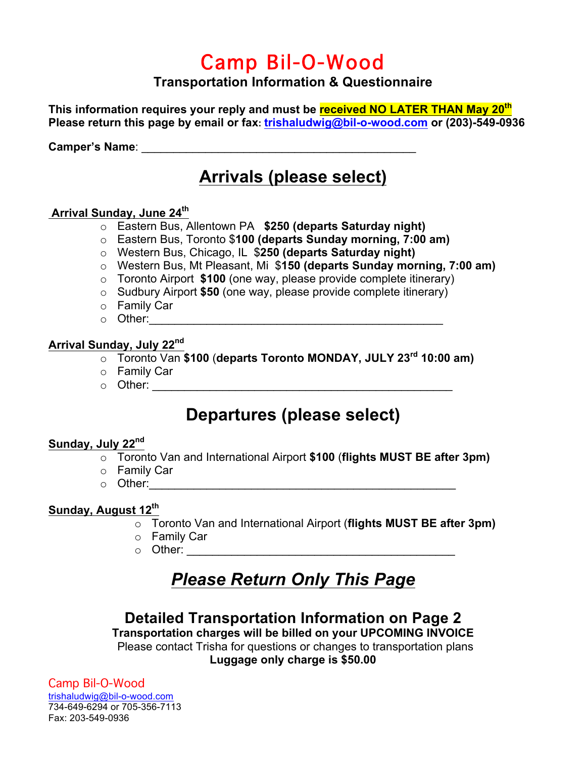# Camp Bil-O-Wood

### Transportation Information & Questionnaire

**This information requires your reply and must be received NO LATER THAN May 20th**
**Please return this page by email or fax: trishaludwig@bil-o-wood.com or (203)-549-0936**

**Camper's Name**: ___________________________________________

## Arrivals (please select)

**Arrival Sunday, June 24th**

- Eastern Bus, Allentown PA **$250 (departs Saturday night)**
- Eastern Bus, Toronto $**100 (departs Sunday morning, 7:00 am)**
- Western Bus, Chicago, IL $**250 (departs Saturday night)**
- Western Bus, Mt Pleasant, Mi $**150 (departs Sunday morning, 7:00 am)**
- Toronto Airport **$100** (one way, please provide complete itinerary)
- Sudbury Airport **$50** (one way, please provide complete itinerary)
- Family Car
- Other:______________________________________________

**Arrival Sunday, July 22nd**

- Toronto Van **$100** (**departs Toronto MONDAY, JULY 23rd 10:00 am)**
- Family Car
- Other: ______________________________________________

## Departures (please select)

**Sunday, July 22nd**

- Toronto Van and International Airport **$100** (**flights MUST BE after 3pm)**
- Family Car
- Other:______________________________________________

**Sunday, August 12th**

- Toronto Van and International Airport (**flights MUST BE after 3pm)**
- Family Car
- Other: __________________________________________

## *Please Return Only This Page*

### Detailed Transportation Information on Page 2

**Transportation charges will be billed on your UPCOMING INVOICE**
Please contact Trisha for questions or changes to transportation plans
**Luggage only charge is $50.00**

Camp Bil-O-Wood
trishaludwig@bil-o-wood.com
734-649-6294 or 705-356-7113
Fax: 203-549-0936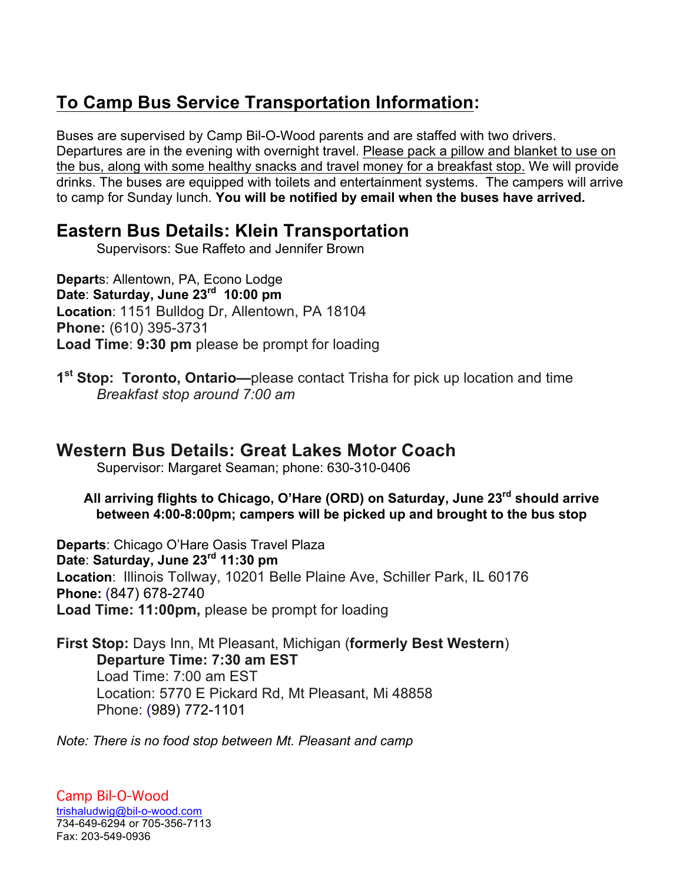## <u>To Camp Bus Service Transportation Information</u>:

Buses are supervised by Camp Bil-O-Wood parents and are staffed with two drivers. Departures are in the evening with overnight travel. <u>Please pack a pillow and blanket to use on the bus, along with some healthy snacks and travel money for a breakfast stop.</u> We will provide drinks. The buses are equipped with toilets and entertainment systems. The campers will arrive to camp for Sunday lunch. **You will be notified by email when the buses have arrived.**

## Eastern Bus Details: Klein Transportation

Supervisors: Sue Raffeto and Jennifer Brown

**Depart**s: Allentown, PA, Econo Lodge
**Date**: **Saturday, June 23rd 10:00 pm**
**Location**: 1151 Bulldog Dr, Allentown, PA 18104
**Phone:** (610) 395-3731
**Load Time**: **9:30 pm** please be prompt for loading

**1st Stop: Toronto, Ontario—**please contact Trisha for pick up location and time
*Breakfast stop around 7:00 am*

## Western Bus Details: Great Lakes Motor Coach

Supervisor: Margaret Seaman; phone: 630-310-0406

**All arriving flights to Chicago, O'Hare (ORD) on Saturday, June 23rd should arrive between 4:00-8:00pm; campers will be picked up and brought to the bus stop**

**Departs**: Chicago O'Hare Oasis Travel Plaza
**Date**: **Saturday, June 23rd 11:30 pm**
**Location**: Illinois Tollway, 10201 Belle Plaine Ave, Schiller Park, IL 60176
**Phone:** (847) 678-2740
**Load Time: 11:00pm,** please be prompt for loading

**First Stop:** Days Inn, Mt Pleasant, Michigan (**formerly Best Western**)
**Departure Time: 7:30 am EST**
Load Time: 7:00 am EST
Location: 5770 E Pickard Rd, Mt Pleasant, Mi 48858
Phone: (989) 772-1101

*Note: There is no food stop between Mt. Pleasant and camp*

Camp Bil-O-Wood
trishaludwig@bil-o-wood.com
734-649-6294 or 705-356-7113
Fax: 203-549-0936